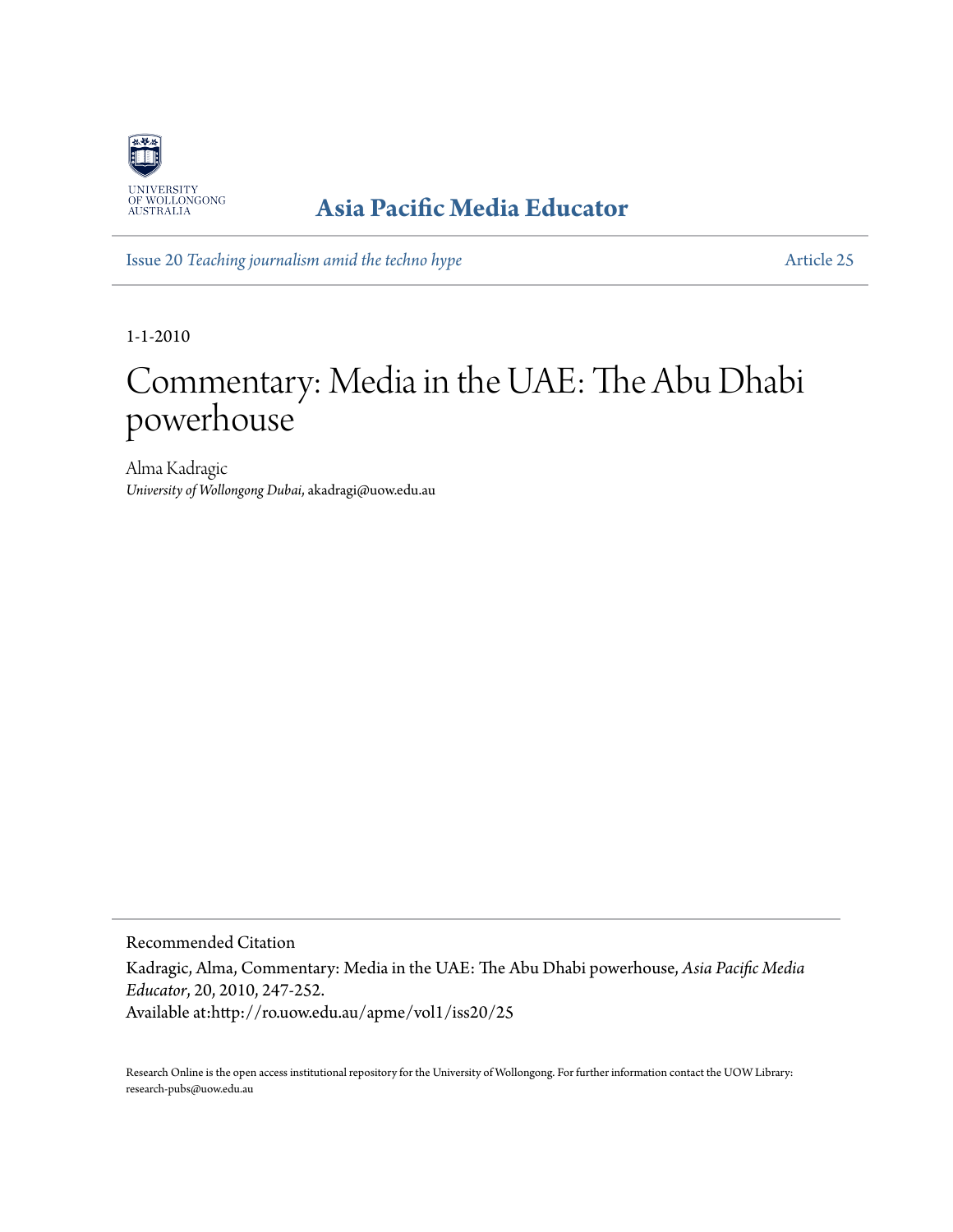UNIVERSITY OF WOLLONGONG AUSTRALIA

**Asia Pacific Media Educator**

Issue 20 *Teaching journalism amid the techno hype* Article 25

1-1-2010

# Commentary: Media in the UAE: The Abu Dhabi powerhouse

Alma Kadragic
*University of Wollongong Dubai*, akadragi@uow.edu.au

Recommended Citation
Kadragic, Alma, Commentary: Media in the UAE: The Abu Dhabi powerhouse, *Asia Pacific Media Educator*, 20, 2010, 247-252.
Available at:http://ro.uow.edu.au/apme/vol1/iss20/25

Research Online is the open access institutional repository for the University of Wollongong. For further information contact the UOW Library: research-pubs@uow.edu.au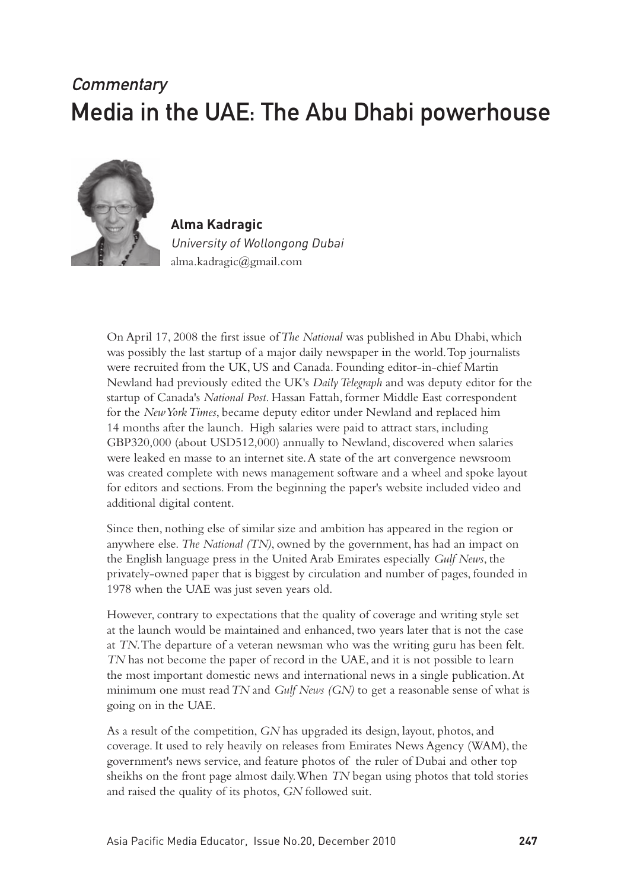*Commentary*

# Media in the UAE: The Abu Dhabi powerhouse

**Alma Kadragic**
*University of Wollongong Dubai*
alma.kadragic@gmail.com

On April 17, 2008 the first issue of *The National* was published in Abu Dhabi, which was possibly the last startup of a major daily newspaper in the world. Top journalists were recruited from the UK, US and Canada. Founding editor-in-chief Martin Newland had previously edited the UK's *Daily Telegraph* and was deputy editor for the startup of Canada's *National Post*. Hassan Fattah, former Middle East correspondent for the *New York Times*, became deputy editor under Newland and replaced him 14 months after the launch. High salaries were paid to attract stars, including GBP320,000 (about USD512,000) annually to Newland, discovered when salaries were leaked en masse to an internet site. A state of the art convergence newsroom was created complete with news management software and a wheel and spoke layout for editors and sections. From the beginning the paper's website included video and additional digital content.

Since then, nothing else of similar size and ambition has appeared in the region or anywhere else. *The National (TN)*, owned by the government, has had an impact on the English language press in the United Arab Emirates especially *Gulf News*, the privately-owned paper that is biggest by circulation and number of pages, founded in 1978 when the UAE was just seven years old.

However, contrary to expectations that the quality of coverage and writing style set at the launch would be maintained and enhanced, two years later that is not the case at *TN*. The departure of a veteran newsman who was the writing guru has been felt. *TN* has not become the paper of record in the UAE, and it is not possible to learn the most important domestic news and international news in a single publication. At minimum one must read *TN* and *Gulf News (GN)* to get a reasonable sense of what is going on in the UAE.

As a result of the competition, *GN* has upgraded its design, layout, photos, and coverage. It used to rely heavily on releases from Emirates News Agency (WAM), the government's news service, and feature photos of the ruler of Dubai and other top sheikhs on the front page almost daily. When *TN* began using photos that told stories and raised the quality of its photos, *GN* followed suit.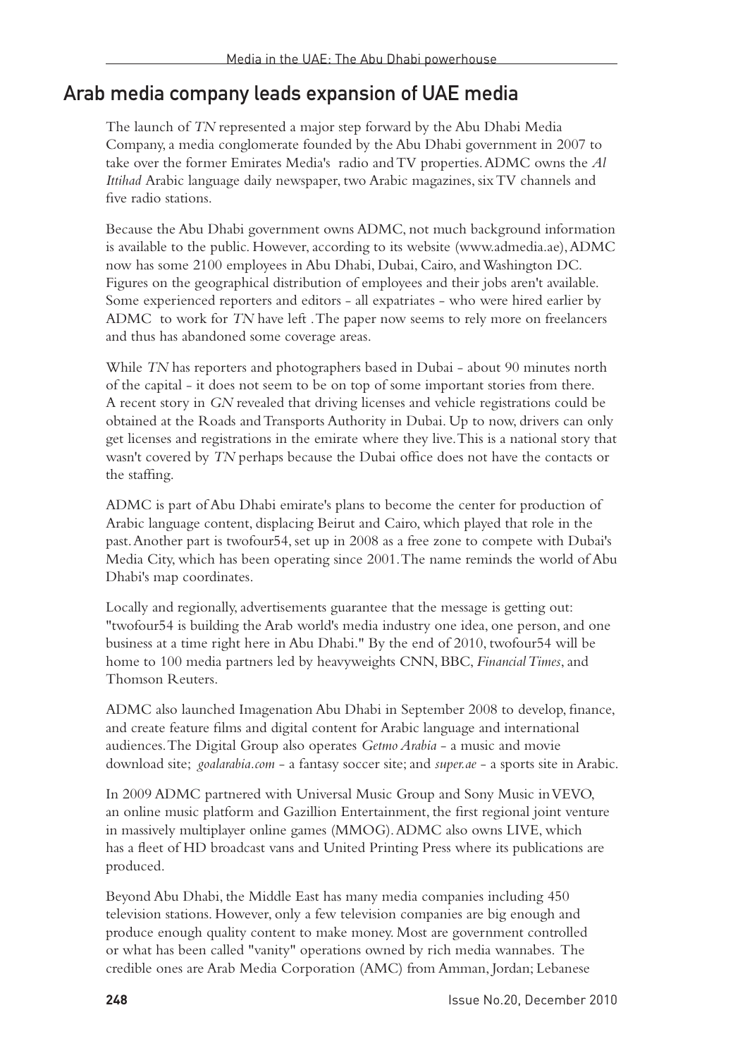## Arab media company leads expansion of UAE media

The launch of *TN* represented a major step forward by the Abu Dhabi Media Company, a media conglomerate founded by the Abu Dhabi government in 2007 to take over the former Emirates Media's radio and TV properties. ADMC owns the *Al Ittihad* Arabic language daily newspaper, two Arabic magazines, six TV channels and five radio stations.

Because the Abu Dhabi government owns ADMC, not much background information is available to the public. However, according to its website (www.admedia.ae), ADMC now has some 2100 employees in Abu Dhabi, Dubai, Cairo, and Washington DC. Figures on the geographical distribution of employees and their jobs aren't available. Some experienced reporters and editors - all expatriates - who were hired earlier by ADMC to work for *TN* have left . The paper now seems to rely more on freelancers and thus has abandoned some coverage areas.

While *TN* has reporters and photographers based in Dubai - about 90 minutes north of the capital - it does not seem to be on top of some important stories from there. A recent story in *GN* revealed that driving licenses and vehicle registrations could be obtained at the Roads and Transports Authority in Dubai. Up to now, drivers can only get licenses and registrations in the emirate where they live. This is a national story that wasn't covered by *TN* perhaps because the Dubai office does not have the contacts or the staffing.

ADMC is part of Abu Dhabi emirate's plans to become the center for production of Arabic language content, displacing Beirut and Cairo, which played that role in the past. Another part is twofour54, set up in 2008 as a free zone to compete with Dubai's Media City, which has been operating since 2001. The name reminds the world of Abu Dhabi's map coordinates.

Locally and regionally, advertisements guarantee that the message is getting out: "twofour54 is building the Arab world's media industry one idea, one person, and one business at a time right here in Abu Dhabi." By the end of 2010, twofour54 will be home to 100 media partners led by heavyweights CNN, BBC, *Financial Times*, and Thomson Reuters.

ADMC also launched Imagenation Abu Dhabi in September 2008 to develop, finance, and create feature films and digital content for Arabic language and international audiences. The Digital Group also operates *Getmo Arabia* - a music and movie download site; *goalarabia.com* - a fantasy soccer site; and *super.ae* - a sports site in Arabic.

In 2009 ADMC partnered with Universal Music Group and Sony Music in VEVO, an online music platform and Gazillion Entertainment, the first regional joint venture in massively multiplayer online games (MMOG). ADMC also owns LIVE, which has a fleet of HD broadcast vans and United Printing Press where its publications are produced.

Beyond Abu Dhabi, the Middle East has many media companies including 450 television stations. However, only a few television companies are big enough and produce enough quality content to make money. Most are government controlled or what has been called "vanity" operations owned by rich media wannabes. The credible ones are Arab Media Corporation (AMC) from Amman, Jordan; Lebanese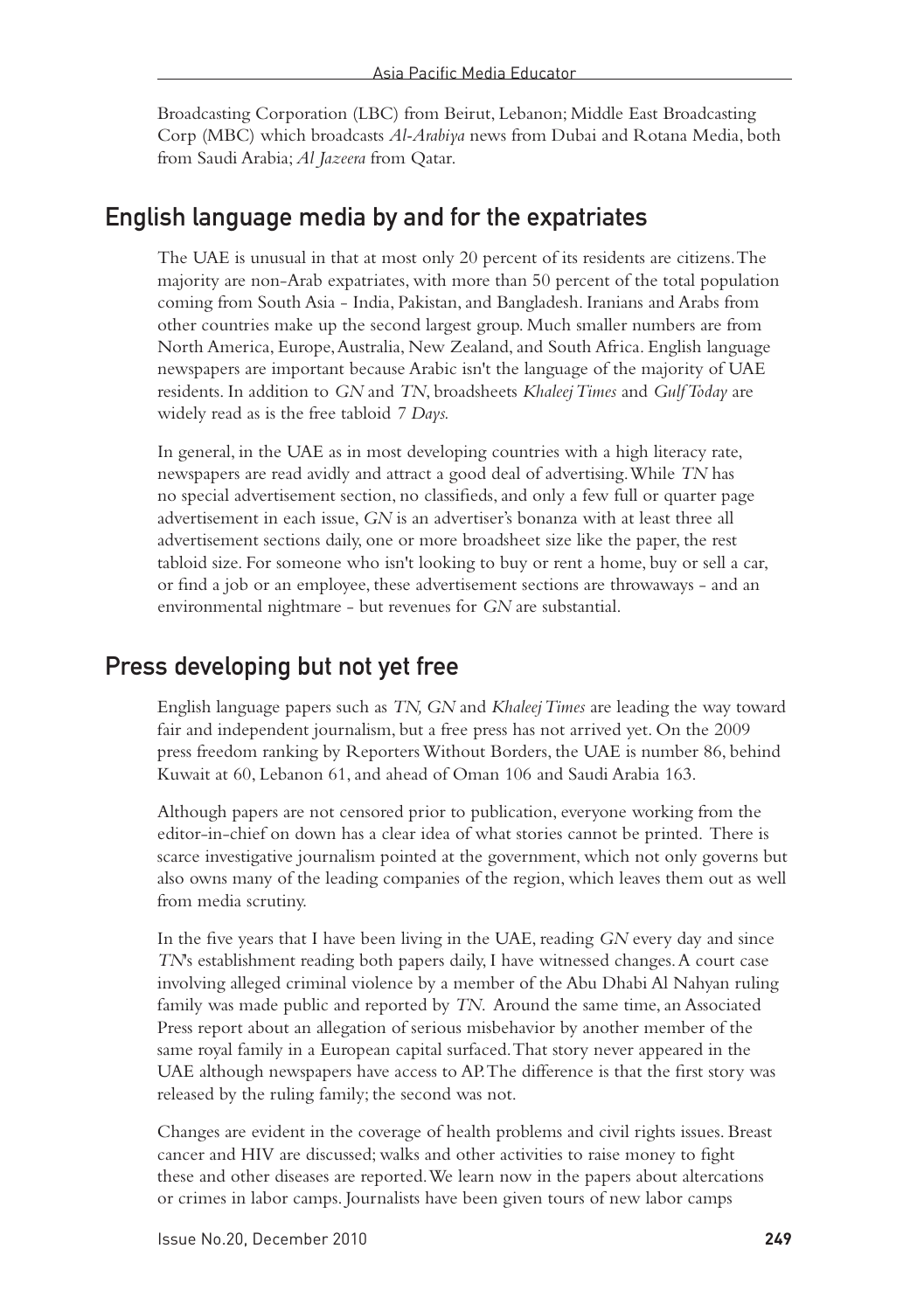Broadcasting Corporation (LBC) from Beirut, Lebanon; Middle East Broadcasting Corp (MBC) which broadcasts *Al-Arabiya* news from Dubai and Rotana Media, both from Saudi Arabia; *Al Jazeera* from Qatar.

## English language media by and for the expatriates

The UAE is unusual in that at most only 20 percent of its residents are citizens. The majority are non-Arab expatriates, with more than 50 percent of the total population coming from South Asia - India, Pakistan, and Bangladesh. Iranians and Arabs from other countries make up the second largest group. Much smaller numbers are from North America, Europe, Australia, New Zealand, and South Africa. English language newspapers are important because Arabic isn't the language of the majority of UAE residents. In addition to *GN* and *TN*, broadsheets *Khaleej Times* and *Gulf Today* are widely read as is the free tabloid *7 Days.*

In general, in the UAE as in most developing countries with a high literacy rate, newspapers are read avidly and attract a good deal of advertising. While *TN* has no special advertisement section, no classifieds, and only a few full or quarter page advertisement in each issue, *GN* is an advertiser's bonanza with at least three all advertisement sections daily, one or more broadsheet size like the paper, the rest tabloid size. For someone who isn't looking to buy or rent a home, buy or sell a car, or find a job or an employee, these advertisement sections are throwaways - and an environmental nightmare - but revenues for *GN* are substantial.

## Press developing but not yet free

English language papers such as *TN, GN* and *Khaleej Times* are leading the way toward fair and independent journalism, but a free press has not arrived yet. On the 2009 press freedom ranking by Reporters Without Borders, the UAE is number 86, behind Kuwait at 60, Lebanon 61, and ahead of Oman 106 and Saudi Arabia 163.

Although papers are not censored prior to publication, everyone working from the editor-in-chief on down has a clear idea of what stories cannot be printed. There is scarce investigative journalism pointed at the government, which not only governs but also owns many of the leading companies of the region, which leaves them out as well from media scrutiny.

In the five years that I have been living in the UAE, reading *GN* every day and since *TN*'s establishment reading both papers daily, I have witnessed changes. A court case involving alleged criminal violence by a member of the Abu Dhabi Al Nahyan ruling family was made public and reported by *TN*. Around the same time, an Associated Press report about an allegation of serious misbehavior by another member of the same royal family in a European capital surfaced. That story never appeared in the UAE although newspapers have access to AP. The difference is that the first story was released by the ruling family; the second was not.

Changes are evident in the coverage of health problems and civil rights issues. Breast cancer and HIV are discussed; walks and other activities to raise money to fight these and other diseases are reported. We learn now in the papers about altercations or crimes in labor camps. Journalists have been given tours of new labor camps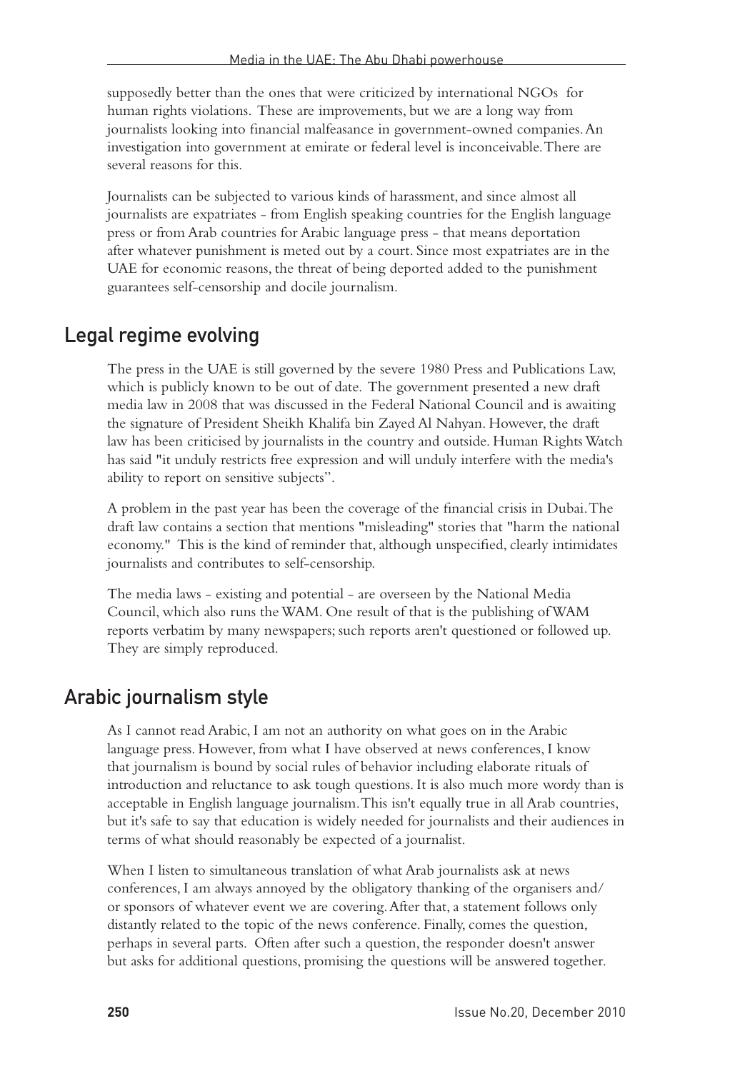supposedly better than the ones that were criticized by international NGOs for human rights violations. These are improvements, but we are a long way from journalists looking into financial malfeasance in government-owned companies. An investigation into government at emirate or federal level is inconceivable. There are several reasons for this.

Journalists can be subjected to various kinds of harassment, and since almost all journalists are expatriates - from English speaking countries for the English language press or from Arab countries for Arabic language press - that means deportation after whatever punishment is meted out by a court. Since most expatriates are in the UAE for economic reasons, the threat of being deported added to the punishment guarantees self-censorship and docile journalism.

## Legal regime evolving

The press in the UAE is still governed by the severe 1980 Press and Publications Law, which is publicly known to be out of date. The government presented a new draft media law in 2008 that was discussed in the Federal National Council and is awaiting the signature of President Sheikh Khalifa bin Zayed Al Nahyan. However, the draft law has been criticised by journalists in the country and outside. Human Rights Watch has said "it unduly restricts free expression and will unduly interfere with the media's ability to report on sensitive subjects".

A problem in the past year has been the coverage of the financial crisis in Dubai. The draft law contains a section that mentions "misleading" stories that "harm the national economy." This is the kind of reminder that, although unspecified, clearly intimidates journalists and contributes to self-censorship.

The media laws - existing and potential - are overseen by the National Media Council, which also runs the WAM. One result of that is the publishing of WAM reports verbatim by many newspapers; such reports aren't questioned or followed up. They are simply reproduced.

## Arabic journalism style

As I cannot read Arabic, I am not an authority on what goes on in the Arabic language press. However, from what I have observed at news conferences, I know that journalism is bound by social rules of behavior including elaborate rituals of introduction and reluctance to ask tough questions. It is also much more wordy than is acceptable in English language journalism. This isn't equally true in all Arab countries, but it's safe to say that education is widely needed for journalists and their audiences in terms of what should reasonably be expected of a journalist.

When I listen to simultaneous translation of what Arab journalists ask at news conferences, I am always annoyed by the obligatory thanking of the organisers and/or sponsors of whatever event we are covering. After that, a statement follows only distantly related to the topic of the news conference. Finally, comes the question, perhaps in several parts. Often after such a question, the responder doesn't answer but asks for additional questions, promising the questions will be answered together.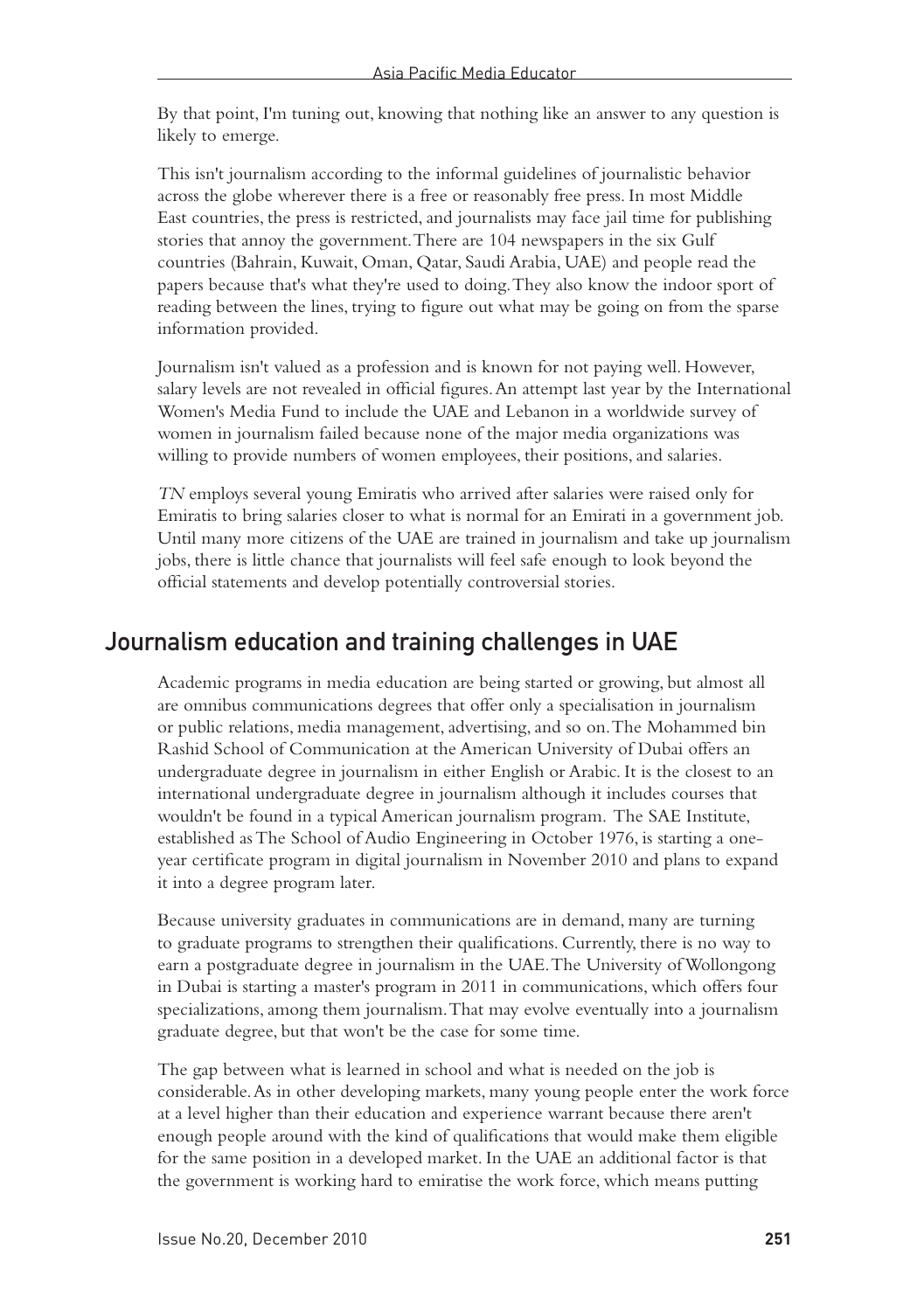By that point, I'm tuning out, knowing that nothing like an answer to any question is likely to emerge.

This isn't journalism according to the informal guidelines of journalistic behavior across the globe wherever there is a free or reasonably free press. In most Middle East countries, the press is restricted, and journalists may face jail time for publishing stories that annoy the government. There are 104 newspapers in the six Gulf countries (Bahrain, Kuwait, Oman, Qatar, Saudi Arabia, UAE) and people read the papers because that's what they're used to doing. They also know the indoor sport of reading between the lines, trying to figure out what may be going on from the sparse information provided.

Journalism isn't valued as a profession and is known for not paying well. However, salary levels are not revealed in official figures. An attempt last year by the International Women's Media Fund to include the UAE and Lebanon in a worldwide survey of women in journalism failed because none of the major media organizations was willing to provide numbers of women employees, their positions, and salaries.

*TN* employs several young Emiratis who arrived after salaries were raised only for Emiratis to bring salaries closer to what is normal for an Emirati in a government job. Until many more citizens of the UAE are trained in journalism and take up journalism jobs, there is little chance that journalists will feel safe enough to look beyond the official statements and develop potentially controversial stories.

## Journalism education and training challenges in UAE

Academic programs in media education are being started or growing, but almost all are omnibus communications degrees that offer only a specialisation in journalism or public relations, media management, advertising, and so on. The Mohammed bin Rashid School of Communication at the American University of Dubai offers an undergraduate degree in journalism in either English or Arabic. It is the closest to an international undergraduate degree in journalism although it includes courses that wouldn't be found in a typical American journalism program. The SAE Institute, established as The School of Audio Engineering in October 1976, is starting a one-year certificate program in digital journalism in November 2010 and plans to expand it into a degree program later.

Because university graduates in communications are in demand, many are turning to graduate programs to strengthen their qualifications. Currently, there is no way to earn a postgraduate degree in journalism in the UAE. The University of Wollongong in Dubai is starting a master's program in 2011 in communications, which offers four specializations, among them journalism. That may evolve eventually into a journalism graduate degree, but that won't be the case for some time.

The gap between what is learned in school and what is needed on the job is considerable. As in other developing markets, many young people enter the work force at a level higher than their education and experience warrant because there aren't enough people around with the kind of qualifications that would make them eligible for the same position in a developed market. In the UAE an additional factor is that the government is working hard to emiratise the work force, which means putting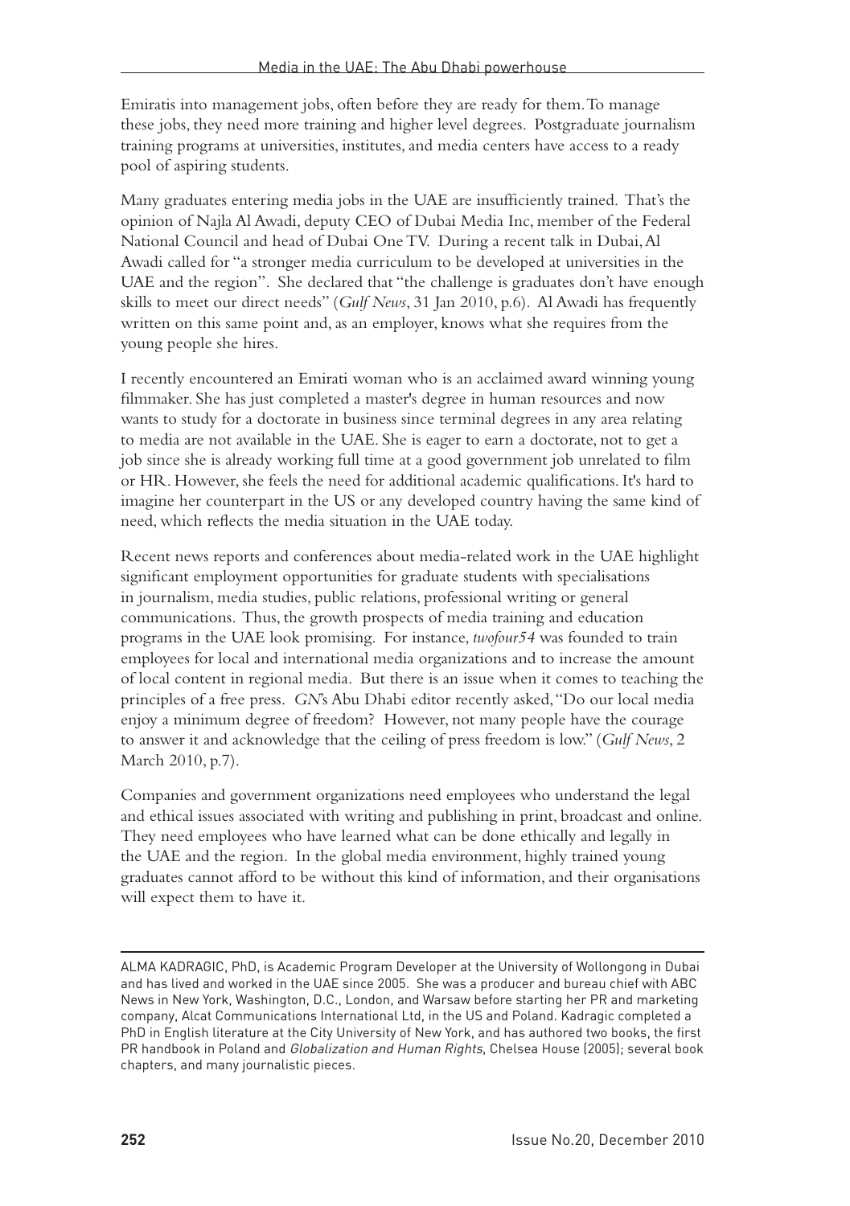Emiratis into management jobs, often before they are ready for them. To manage these jobs, they need more training and higher level degrees. Postgraduate journalism training programs at universities, institutes, and media centers have access to a ready pool of aspiring students.

Many graduates entering media jobs in the UAE are insufficiently trained. That's the opinion of Najla Al Awadi, deputy CEO of Dubai Media Inc, member of the Federal National Council and head of Dubai One TV. During a recent talk in Dubai, Al Awadi called for "a stronger media curriculum to be developed at universities in the UAE and the region". She declared that "the challenge is graduates don't have enough skills to meet our direct needs" (*Gulf News*, 31 Jan 2010, p.6). Al Awadi has frequently written on this same point and, as an employer, knows what she requires from the young people she hires.

I recently encountered an Emirati woman who is an acclaimed award winning young filmmaker. She has just completed a master's degree in human resources and now wants to study for a doctorate in business since terminal degrees in any area relating to media are not available in the UAE. She is eager to earn a doctorate, not to get a job since she is already working full time at a good government job unrelated to film or HR. However, she feels the need for additional academic qualifications. It's hard to imagine her counterpart in the US or any developed country having the same kind of need, which reflects the media situation in the UAE today.

Recent news reports and conferences about media-related work in the UAE highlight significant employment opportunities for graduate students with specialisations in journalism, media studies, public relations, professional writing or general communications. Thus, the growth prospects of media training and education programs in the UAE look promising. For instance, *twofour54* was founded to train employees for local and international media organizations and to increase the amount of local content in regional media. But there is an issue when it comes to teaching the principles of a free press. *GN*'s Abu Dhabi editor recently asked, "Do our local media enjoy a minimum degree of freedom? However, not many people have the courage to answer it and acknowledge that the ceiling of press freedom is low." (*Gulf News*, 2 March 2010, p.7).

Companies and government organizations need employees who understand the legal and ethical issues associated with writing and publishing in print, broadcast and online. They need employees who have learned what can be done ethically and legally in the UAE and the region. In the global media environment, highly trained young graduates cannot afford to be without this kind of information, and their organisations will expect them to have it.

---

ALMA KADRAGIC, PhD, is Academic Program Developer at the University of Wollongong in Dubai and has lived and worked in the UAE since 2005. She was a producer and bureau chief with ABC News in New York, Washington, D.C., London, and Warsaw before starting her PR and marketing company, Alcat Communications International Ltd, in the US and Poland. Kadragic completed a PhD in English literature at the City University of New York, and has authored two books, the first PR handbook in Poland and *Globalization and Human Rights*, Chelsea House (2005); several book chapters, and many journalistic pieces.